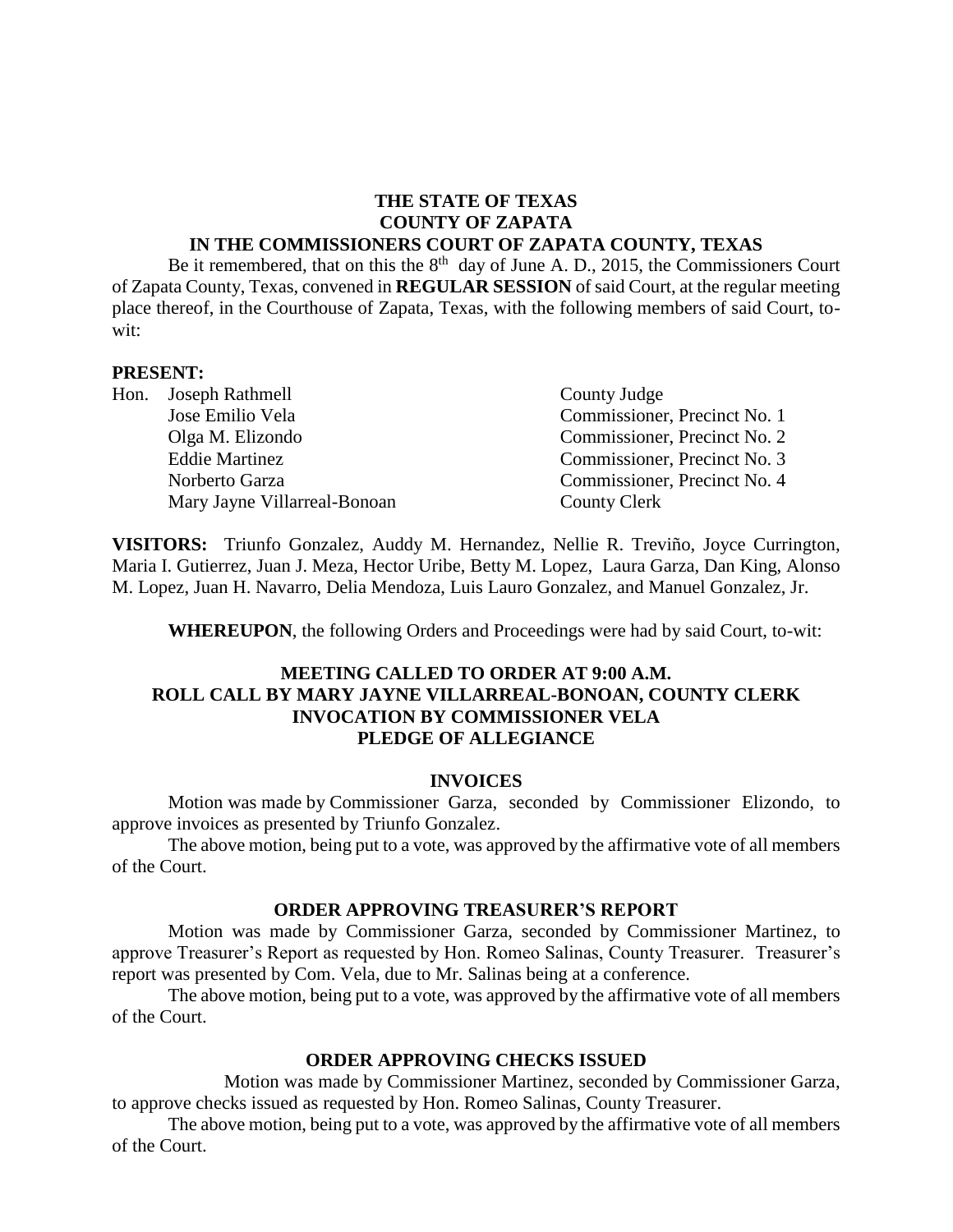**THE STATE OF TEXAS**
**COUNTY OF ZAPATA**
**IN THE COMMISSIONERS COURT OF ZAPATA COUNTY, TEXAS**

Be it remembered, that on this the 8th day of June A. D., 2015, the Commissioners Court of Zapata County, Texas, convened in **REGULAR SESSION** of said Court, at the regular meeting place thereof, in the Courthouse of Zapata, Texas, with the following members of said Court, to-wit:

**PRESENT:**

| | | |
|---|---|---|
| Hon. | Joseph Rathmell | County Judge |
| | Jose Emilio Vela | Commissioner, Precinct No. 1 |
| | Olga M. Elizondo | Commissioner, Precinct No. 2 |
| | Eddie Martinez | Commissioner, Precinct No. 3 |
| | Norberto Garza | Commissioner, Precinct No. 4 |
| | Mary Jayne Villarreal-Bonoan | County Clerk |

**VISITORS:** Triunfo Gonzalez, Auddy M. Hernandez, Nellie R. Treviño, Joyce Currington, Maria I. Gutierrez, Juan J. Meza, Hector Uribe, Betty M. Lopez, Laura Garza, Dan King, Alonso M. Lopez, Juan H. Navarro, Delia Mendoza, Luis Lauro Gonzalez, and Manuel Gonzalez, Jr.

**WHEREUPON**, the following Orders and Proceedings were had by said Court, to-wit:

**MEETING CALLED TO ORDER AT 9:00 A.M.**
**ROLL CALL BY MARY JAYNE VILLARREAL-BONOAN, COUNTY CLERK**
**INVOCATION BY COMMISSIONER VELA**
**PLEDGE OF ALLEGIANCE**

**INVOICES**

Motion was made by Commissioner Garza, seconded by Commissioner Elizondo, to approve invoices as presented by Triunfo Gonzalez.

The above motion, being put to a vote, was approved by the affirmative vote of all members of the Court.

**ORDER APPROVING TREASURER'S REPORT**

Motion was made by Commissioner Garza, seconded by Commissioner Martinez, to approve Treasurer's Report as requested by Hon. Romeo Salinas, County Treasurer. Treasurer's report was presented by Com. Vela, due to Mr. Salinas being at a conference.

The above motion, being put to a vote, was approved by the affirmative vote of all members of the Court.

**ORDER APPROVING CHECKS ISSUED**

Motion was made by Commissioner Martinez, seconded by Commissioner Garza, to approve checks issued as requested by Hon. Romeo Salinas, County Treasurer.

The above motion, being put to a vote, was approved by the affirmative vote of all members of the Court.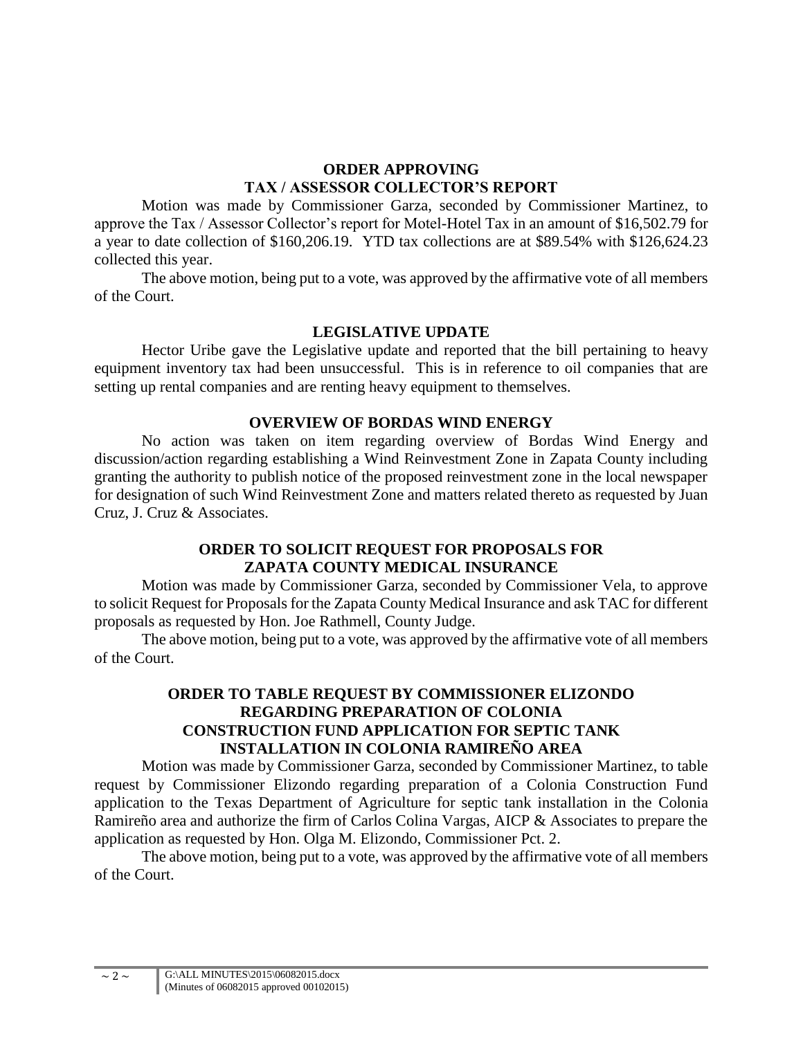**ORDER APPROVING TAX / ASSESSOR COLLECTOR'S REPORT**

Motion was made by Commissioner Garza, seconded by Commissioner Martinez, to approve the Tax / Assessor Collector's report for Motel-Hotel Tax in an amount of $16,502.79 for a year to date collection of $160,206.19. YTD tax collections are at $89.54% with $126,624.23 collected this year.

The above motion, being put to a vote, was approved by the affirmative vote of all members of the Court.

**LEGISLATIVE UPDATE**

Hector Uribe gave the Legislative update and reported that the bill pertaining to heavy equipment inventory tax had been unsuccessful. This is in reference to oil companies that are setting up rental companies and are renting heavy equipment to themselves.

**OVERVIEW OF BORDAS WIND ENERGY**

No action was taken on item regarding overview of Bordas Wind Energy and discussion/action regarding establishing a Wind Reinvestment Zone in Zapata County including granting the authority to publish notice of the proposed reinvestment zone in the local newspaper for designation of such Wind Reinvestment Zone and matters related thereto as requested by Juan Cruz, J. Cruz & Associates.

**ORDER TO SOLICIT REQUEST FOR PROPOSALS FOR ZAPATA COUNTY MEDICAL INSURANCE**

Motion was made by Commissioner Garza, seconded by Commissioner Vela, to approve to solicit Request for Proposals for the Zapata County Medical Insurance and ask TAC for different proposals as requested by Hon. Joe Rathmell, County Judge.

The above motion, being put to a vote, was approved by the affirmative vote of all members of the Court.

**ORDER TO TABLE REQUEST BY COMMISSIONER ELIZONDO REGARDING PREPARATION OF COLONIA CONSTRUCTION FUND APPLICATION FOR SEPTIC TANK INSTALLATION IN COLONIA RAMIREÑO AREA**

Motion was made by Commissioner Garza, seconded by Commissioner Martinez, to table request by Commissioner Elizondo regarding preparation of a Colonia Construction Fund application to the Texas Department of Agriculture for septic tank installation in the Colonia Ramireño area and authorize the firm of Carlos Colina Vargas, AICP & Associates to prepare the application as requested by Hon. Olga M. Elizondo, Commissioner Pct. 2.

The above motion, being put to a vote, was approved by the affirmative vote of all members of the Court.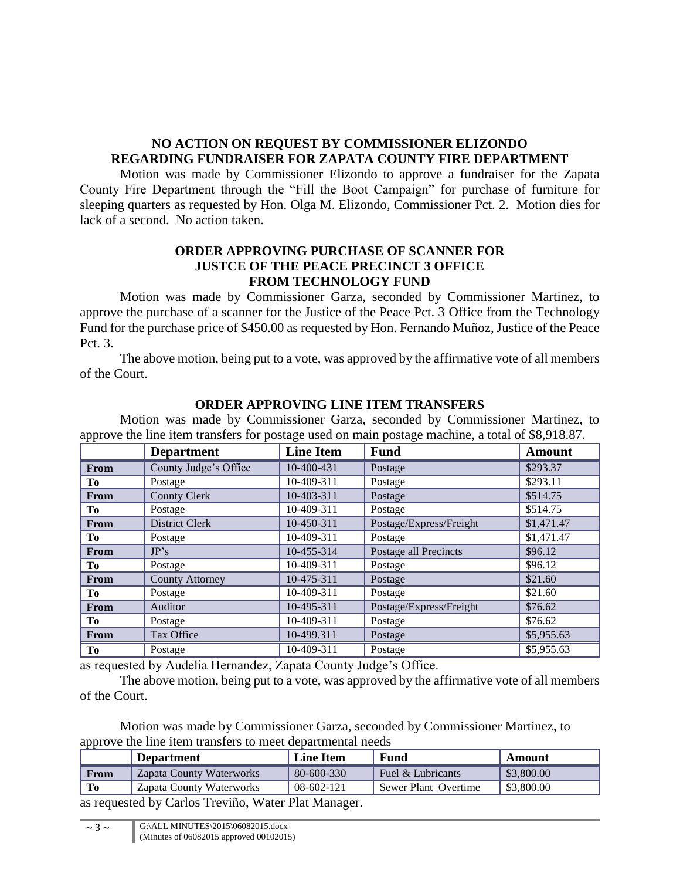## NO ACTION ON REQUEST BY COMMISSIONER ELIZONDO REGARDING FUNDRAISER FOR ZAPATA COUNTY FIRE DEPARTMENT

Motion was made by Commissioner Elizondo to approve a fundraiser for the Zapata County Fire Department through the "Fill the Boot Campaign" for purchase of furniture for sleeping quarters as requested by Hon. Olga M. Elizondo, Commissioner Pct. 2. Motion dies for lack of a second. No action taken.

## ORDER APPROVING PURCHASE OF SCANNER FOR JUSTCE OF THE PEACE PRECINCT 3 OFFICE FROM TECHNOLOGY FUND

Motion was made by Commissioner Garza, seconded by Commissioner Martinez, to approve the purchase of a scanner for the Justice of the Peace Pct. 3 Office from the Technology Fund for the purchase price of $450.00 as requested by Hon. Fernando Muñoz, Justice of the Peace Pct. 3.

The above motion, being put to a vote, was approved by the affirmative vote of all members of the Court.

## ORDER APPROVING LINE ITEM TRANSFERS

Motion was made by Commissioner Garza, seconded by Commissioner Martinez, to approve the line item transfers for postage used on main postage machine, a total of $8,918.87.

| | Department | Line Item | Fund | Amount |
|---|---|---|---|---|
| From | County Judge's Office | 10-400-431 | Postage | $293.37 |
| To | Postage | 10-409-311 | Postage | $293.11 |
| From | County Clerk | 10-403-311 | Postage | $514.75 |
| To | Postage | 10-409-311 | Postage | $514.75 |
| From | District Clerk | 10-450-311 | Postage/Express/Freight | $1,471.47 |
| To | Postage | 10-409-311 | Postage | $1,471.47 |
| From | JP's | 10-455-314 | Postage all Precincts | $96.12 |
| To | Postage | 10-409-311 | Postage | $96.12 |
| From | County Attorney | 10-475-311 | Postage | $21.60 |
| To | Postage | 10-409-311 | Postage | $21.60 |
| From | Auditor | 10-495-311 | Postage/Express/Freight | $76.62 |
| To | Postage | 10-409-311 | Postage | $76.62 |
| From | Tax Office | 10-499.311 | Postage | $5,955.63 |
| To | Postage | 10-409-311 | Postage | $5,955.63 |

as requested by Audelia Hernandez, Zapata County Judge's Office.

The above motion, being put to a vote, was approved by the affirmative vote of all members of the Court.

Motion was made by Commissioner Garza, seconded by Commissioner Martinez, to approve the line item transfers to meet departmental needs

| | Department | Line Item | Fund | Amount |
|---|---|---|---|---|
| From | Zapata County Waterworks | 80-600-330 | Fuel & Lubricants | $3,800.00 |
| To | Zapata County Waterworks | 08-602-121 | Sewer Plant Overtime | $3,800.00 |

as requested by Carlos Treviño, Water Plat Manager.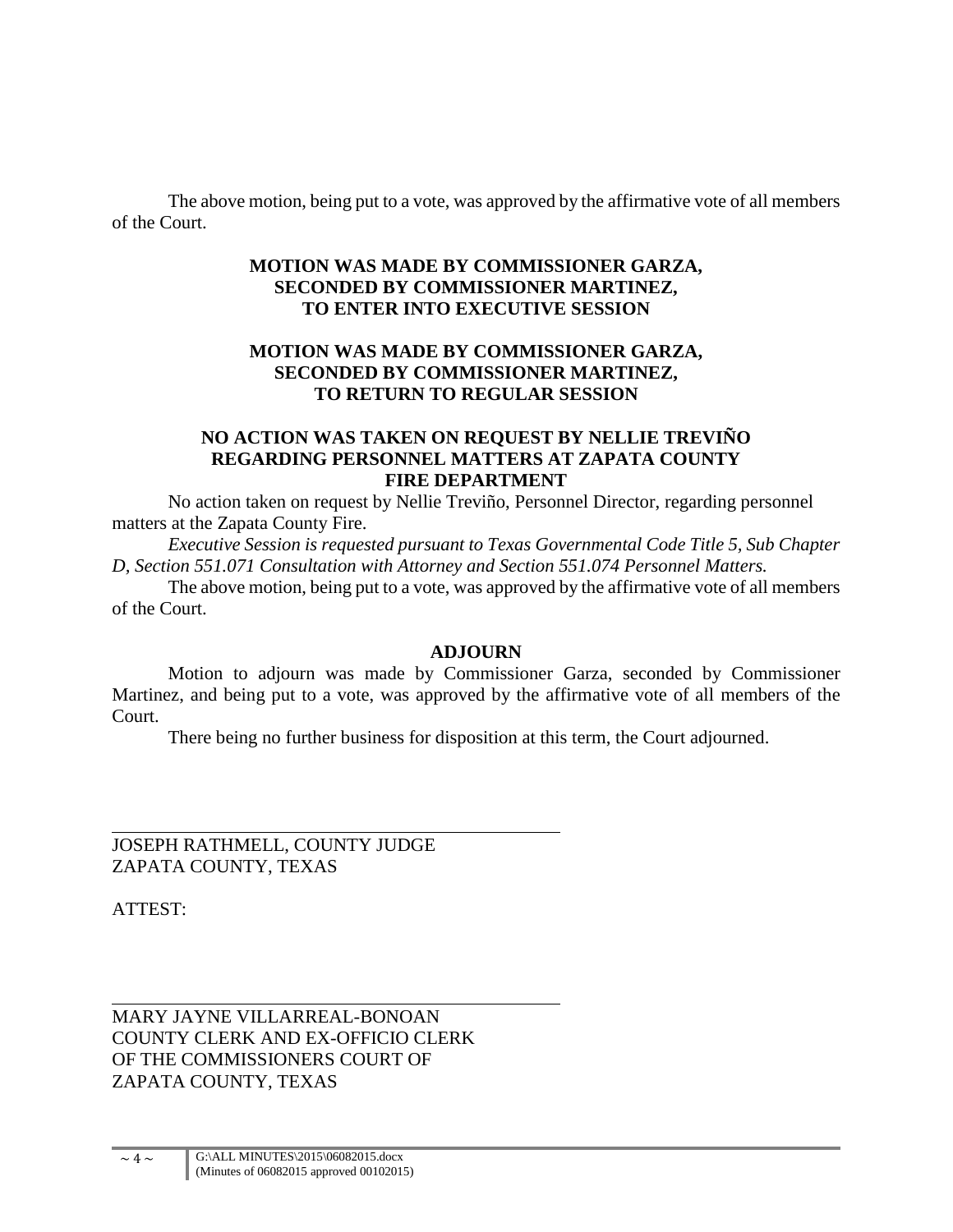The above motion, being put to a vote, was approved by the affirmative vote of all members of the Court.

**MOTION WAS MADE BY COMMISSIONER GARZA,**
**SECONDED BY COMMISSIONER MARTINEZ,**
**TO ENTER INTO EXECUTIVE SESSION**

**MOTION WAS MADE BY COMMISSIONER GARZA,**
**SECONDED BY COMMISSIONER MARTINEZ,**
**TO RETURN TO REGULAR SESSION**

**NO ACTION WAS TAKEN ON REQUEST BY NELLIE TREVIÑO REGARDING PERSONNEL MATTERS AT ZAPATA COUNTY FIRE DEPARTMENT**

No action taken on request by Nellie Treviño, Personnel Director, regarding personnel matters at the Zapata County Fire.

*Executive Session is requested pursuant to Texas Governmental Code Title 5, Sub Chapter D, Section 551.071 Consultation with Attorney and Section 551.074 Personnel Matters.*

The above motion, being put to a vote, was approved by the affirmative vote of all members of the Court.

**ADJOURN**

Motion to adjourn was made by Commissioner Garza, seconded by Commissioner Martinez, and being put to a vote, was approved by the affirmative vote of all members of the Court.

There being no further business for disposition at this term, the Court adjourned.

\_\_\_\_\_\_\_\_\_\_\_\_\_\_\_\_\_\_\_\_\_\_\_\_\_\_\_\_\_\_\_\_\_\_\_\_\_\_\_\_

JOSEPH RATHMELL, COUNTY JUDGE
ZAPATA COUNTY, TEXAS

ATTEST:

\_\_\_\_\_\_\_\_\_\_\_\_\_\_\_\_\_\_\_\_\_\_\_\_\_\_\_\_\_\_\_\_\_\_\_\_\_\_\_\_

MARY JAYNE VILLARREAL-BONOAN
COUNTY CLERK AND EX-OFFICIO CLERK
OF THE COMMISSIONERS COURT OF
ZAPATA COUNTY, TEXAS